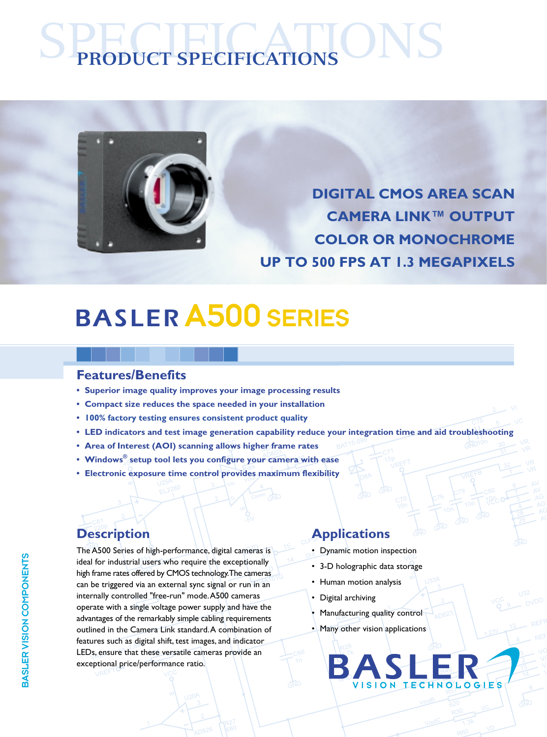# PRODUCT SPECIFICATIONS

DIGITAL CMOS AREA SCAN
CAMERA LINK™ OUTPUT
COLOR OR MONOCHROME
UP TO 500 FPS AT 1.3 MEGAPIXELS

# BASLER A500 SERIES

## Features/Benefits

- **Superior image quality improves your image processing results**
- **Compact size reduces the space needed in your installation**
- **100% factory testing ensures consistent product quality**
- **LED indicators and test image generation capability reduce your integration time and aid troubleshooting**
- **Area of Interest (AOI) scanning allows higher frame rates**
- **Windows® setup tool lets you configure your camera with ease**
- **Electronic exposure time control provides maximum flexibility**

## Description

The A500 Series of high-performance, digital cameras is ideal for industrial users who require the exceptionally high frame rates offered by CMOS technology. The cameras can be triggered via an external sync signal or run in an internally controlled "free-run" mode. A500 cameras operate with a single voltage power supply and have the advantages of the remarkably simple cabling requirements outlined in the Camera Link standard. A combination of features such as digital shift, test images, and indicator LEDs, ensure that these versatile cameras provide an exceptional price/performance ratio.

## Applications

- Dynamic motion inspection
- 3-D holographic data storage
- Human motion analysis
- Digital archiving
- Manufacturing quality control
- Many other vision applications

BASLER VISION TECHNOLOGIES

BASLER VISION COMPONENTS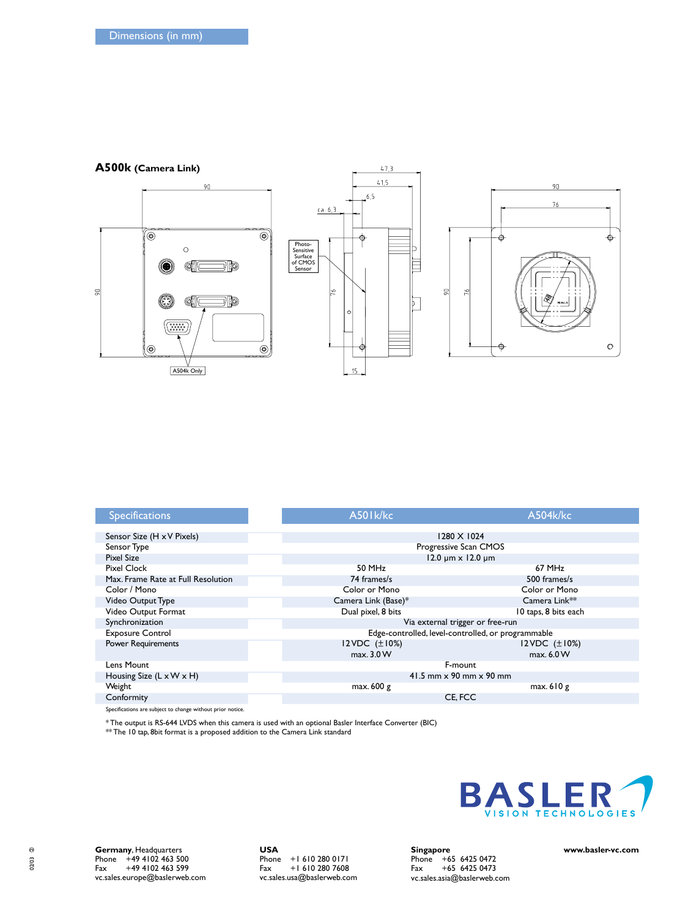## Dimensions (in mm)

**A500k (Camera Link)**

90

90

47,3

41,5

6,5

ca. 6,3

Photo-Sensitive Surface of CMOS Sensor

76

15

A504k Only

90

76

90

76

## Specifications

| Specifications | A501k/kc | A504k/kc |
|---|---|---|
| Sensor Size (H x V Pixels) | 1280 X 1024 | |
| Sensor Type | Progressive Scan CMOS | |
| Pixel Size | 12.0 µm x 12.0 µm | |
| Pixel Clock | 50 MHz | 67 MHz |
| Max. Frame Rate at Full Resolution | 74 frames/s | 500 frames/s |
| Color / Mono | Color or Mono | Color or Mono |
| Video Output Type | Camera Link (Base)* | Camera Link** |
| Video Output Format | Dual pixel, 8 bits | 10 taps, 8 bits each |
| Synchronization | Via external trigger or free-run | |
| Exposure Control | Edge-controlled, level-controlled, or programmable | |
| Power Requirements | 12 VDC (±10%) max. 3.0 W | 12 VDC (±10%) max. 6.0 W |
| Lens Mount | F-mount | |
| Housing Size (L x W x H) | 41.5 mm x 90 mm x 90 mm | |
| Weight | max. 600 g | max. 610 g |
| Conformity | CE, FCC | |

Specifications are subject to change without prior notice.

* The output is RS-644 LVDS when this camera is used with an optional Basler Interface Converter (BIC)
** The 10 tap, 8bit format is a proposed addition to the Camera Link standard

BASLER VISION TECHNOLOGIES

**Germany**, Headquarters
Phone +49 4102 463 500
Fax +49 4102 463 599
vc.sales.europe@baslerweb.com

**USA**
Phone +1 610 280 0171
Fax +1 610 280 7608
vc.sales.usa@baslerweb.com

**Singapore**
Phone +65 6425 0472
Fax +65 6425 0473
vc.sales.asia@baslerweb.com

**www.basler-vc.com**

02/03 ©